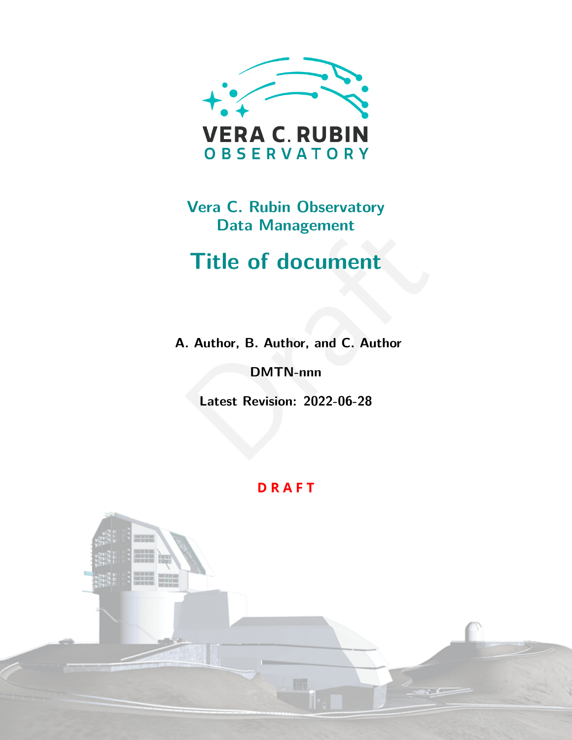VERA C. RUBIN
OBSERVATORY

Vera C. Rubin Observatory
Data Management

# Title of document

**A. Author, B. Author, and C. Author**

**DMTN-nnn**

**Latest Revision: 2022-06-28**

**DRAFT**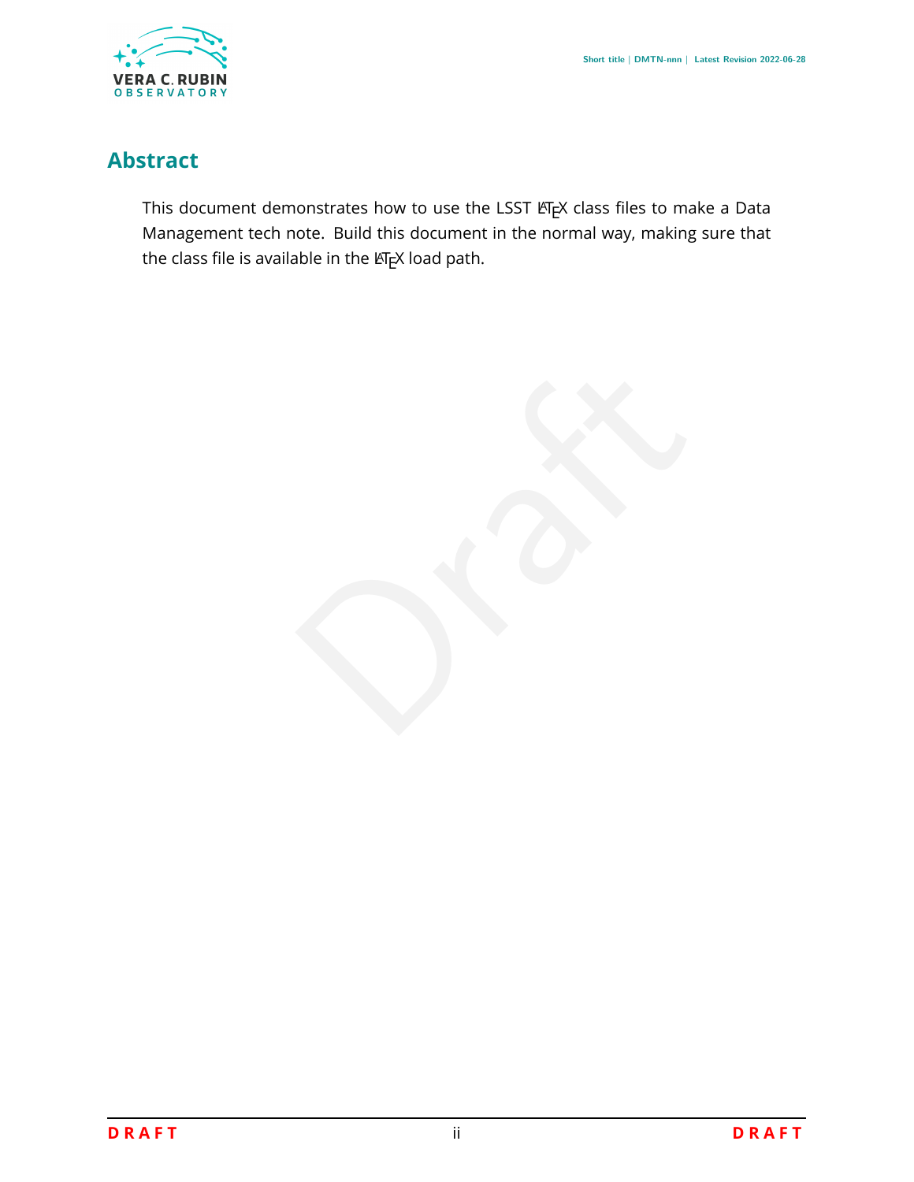## Abstract

This document demonstrates how to use the LSST LaTeX class files to make a Data Management tech note. Build this document in the normal way, making sure that the class file is available in the LaTeX load path.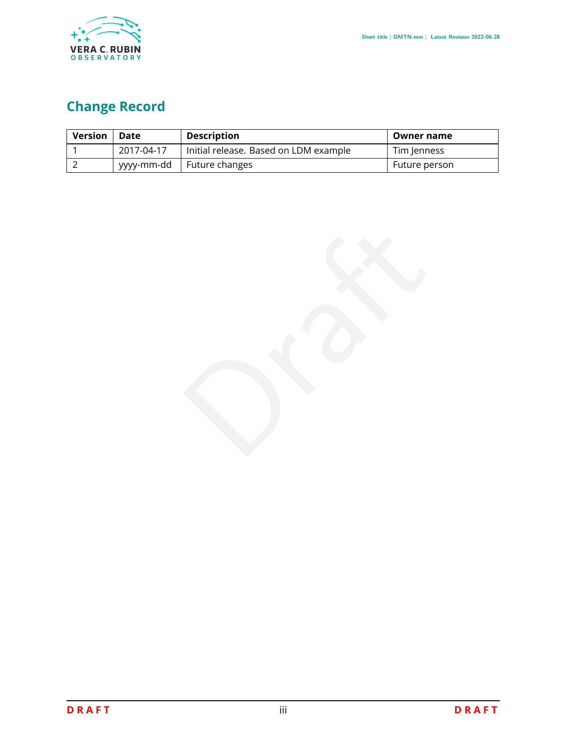# Change Record

| Version | Date | Description | Owner name |
|---|---|---|---|
| 1 | 2017-04-17 | Initial release. Based on LDM example | Tim Jenness |
| 2 | yyyy-mm-dd | Future changes | Future person |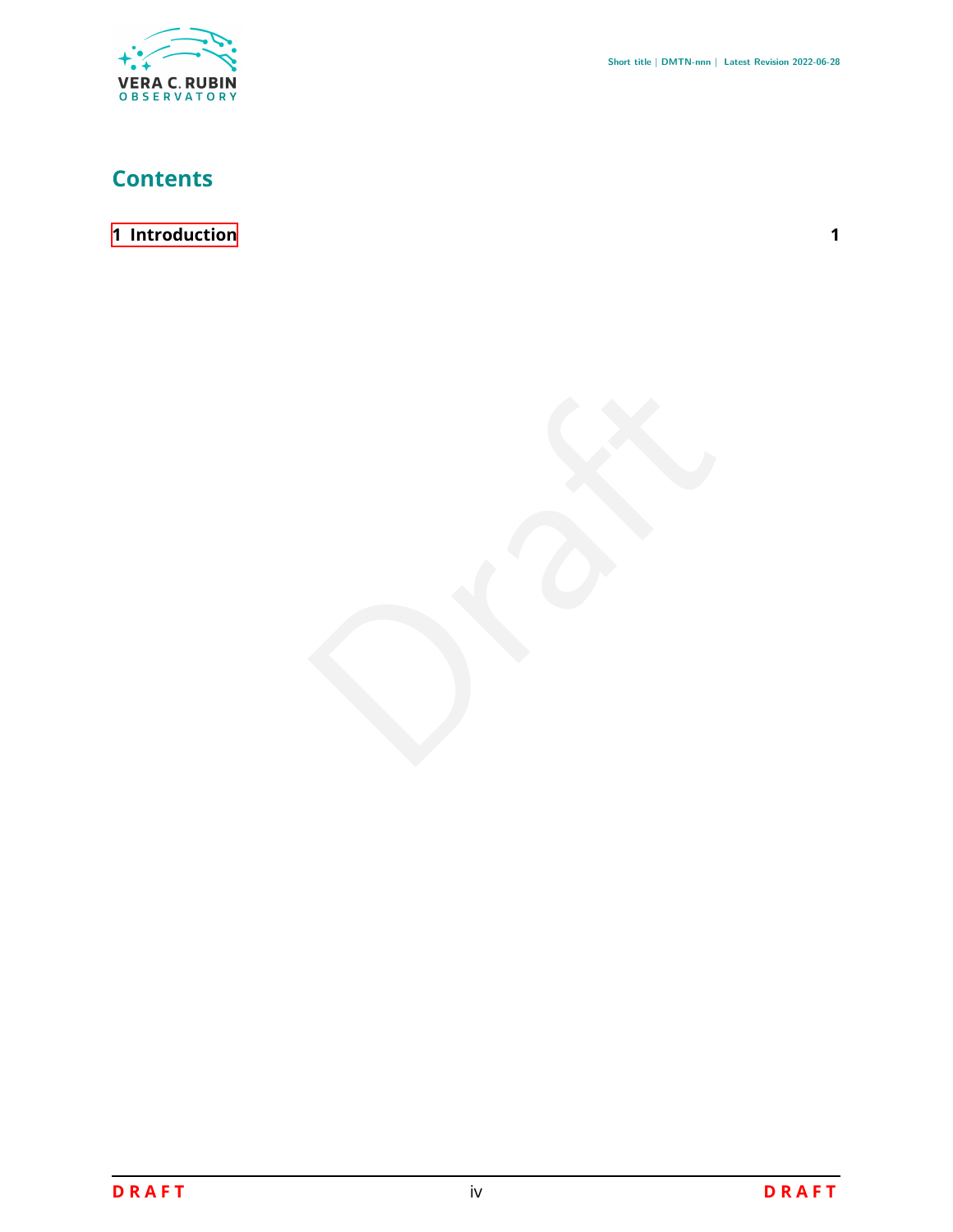# Contents

1 Introduction 1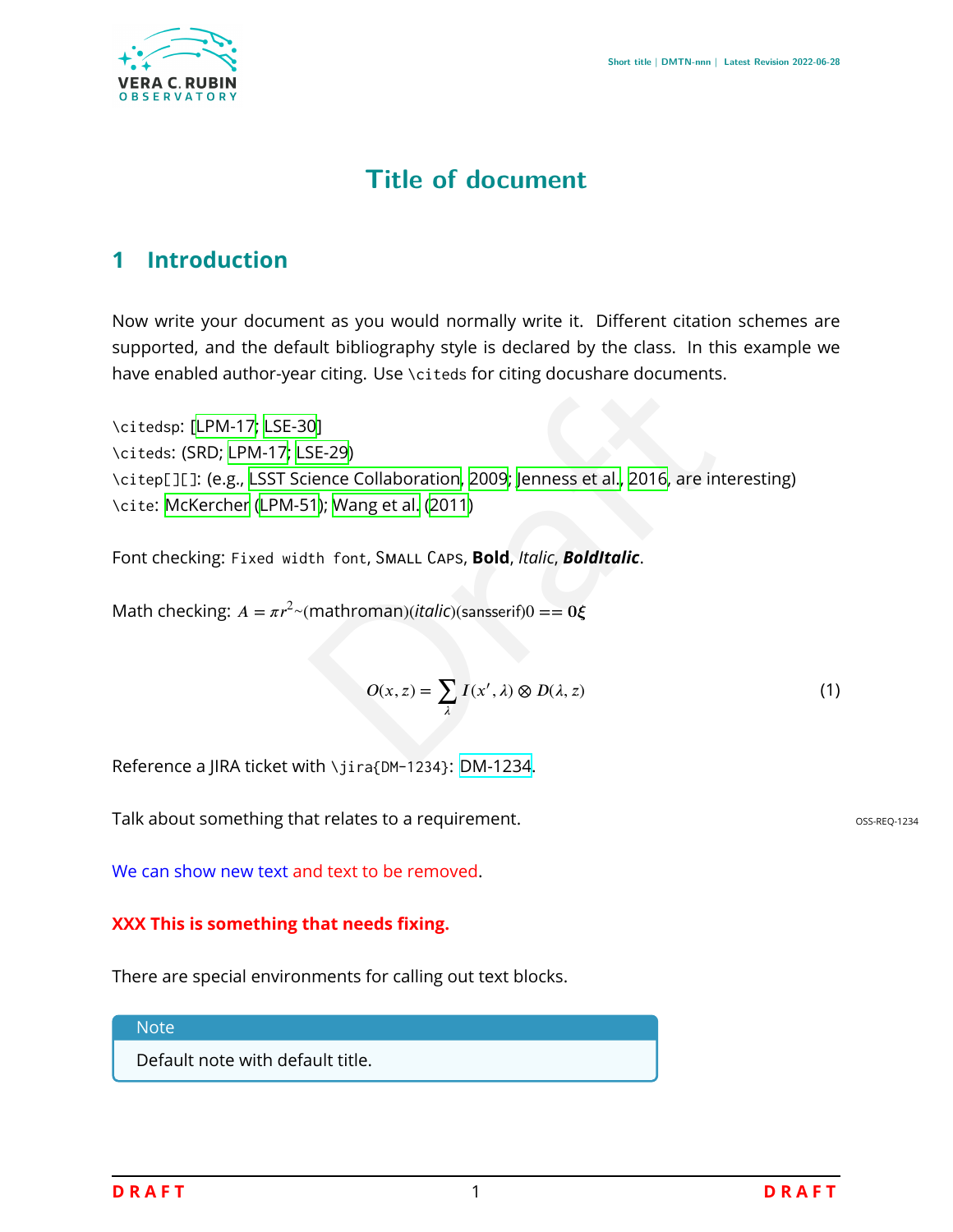# Title of document

## 1 Introduction

Now write your document as you would normally write it. Different citation schemes are supported, and the default bibliography style is declared by the class. In this example we have enabled author-year citing. Use `\citeds` for citing docushare documents.

`\citedsp`: [LPM-17; LSE-30]
`\citeds`: (SRD; LPM-17; LSE-29)
`\citep[][]`: (e.g., LSST Science Collaboration, 2009; Jenness et al., 2016, are interesting)
`\cite`: McKercher (LPM-51); Wang et al. (2011)

Font checking: `Fixed width font`, SMALL CAPS, **Bold**, *Italic*, ***BoldItalic***.

Math checking: $A = \pi r^2 \sim (\mathrm{mathroman}) (\mathit{italic}) (\mathsf{sansserif}) 0 == \mathbf{0} \boldsymbol{\xi}$

$$O(x, z) = \sum_{\lambda} I(x', \lambda) \otimes D(\lambda, z) \tag{1}$$

Reference a JIRA ticket with `\jira{DM-1234}`: DM-1234.

Talk about something that relates to a requirement. OSS-REQ-1234

We can show new text and text to be removed.

**XXX This is something that needs fixing.**

There are special environments for calling out text blocks.

> **Note**
>
> Default note with default title.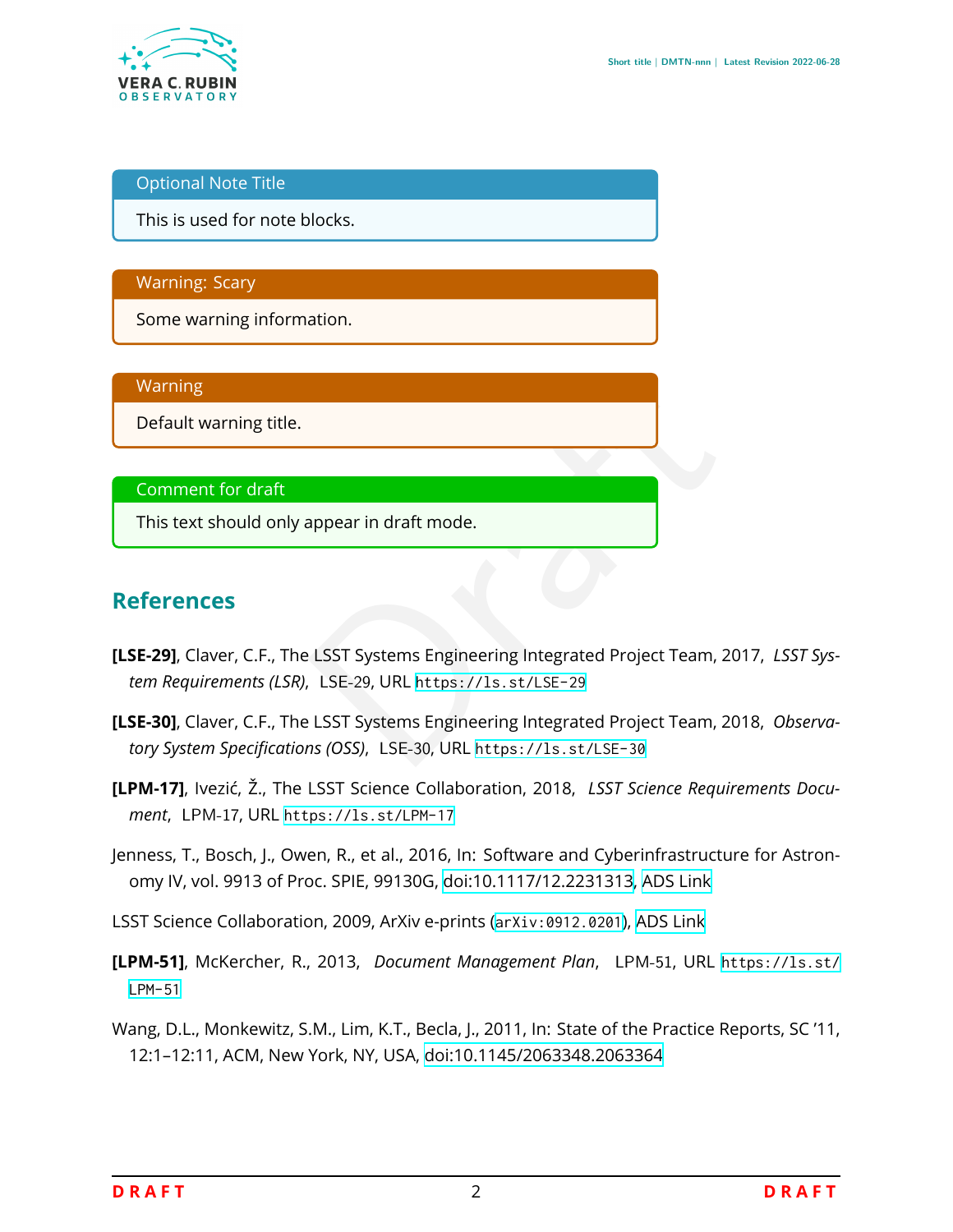> **Optional Note Title**
>
> This is used for note blocks.

> **Warning: Scary**
>
> Some warning information.

> **Warning**
>
> Default warning title.

> **Comment for draft**
>
> This text should only appear in draft mode.

## References

**[LSE-29]**, Claver, C.F., The LSST Systems Engineering Integrated Project Team, 2017, *LSST System Requirements (LSR)*, LSE-29, URL `https://ls.st/LSE-29`

**[LSE-30]**, Claver, C.F., The LSST Systems Engineering Integrated Project Team, 2018, *Observatory System Specifications (OSS)*, LSE-30, URL `https://ls.st/LSE-30`

**[LPM-17]**, Ivezić, Ž., The LSST Science Collaboration, 2018, *LSST Science Requirements Document*, LPM-17, URL `https://ls.st/LPM-17`

Jenness, T., Bosch, J., Owen, R., et al., 2016, In: Software and Cyberinfrastructure for Astronomy IV, vol. 9913 of Proc. SPIE, 99130G, doi:10.1117/12.2231313, ADS Link

LSST Science Collaboration, 2009, ArXiv e-prints (`arXiv:0912.0201`), ADS Link

**[LPM-51]**, McKercher, R., 2013, *Document Management Plan*, LPM-51, URL `https://ls.st/LPM-51`

Wang, D.L., Monkewitz, S.M., Lim, K.T., Becla, J., 2011, In: State of the Practice Reports, SC '11, 12:1–12:11, ACM, New York, NY, USA, doi:10.1145/2063348.2063364